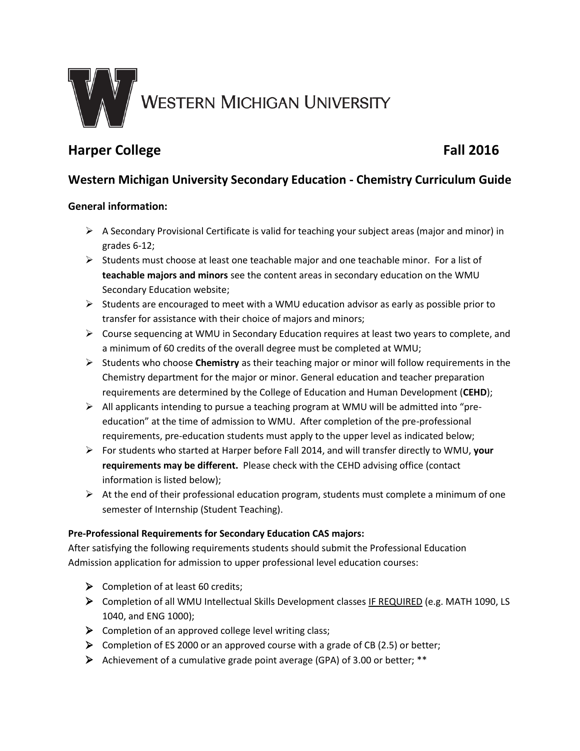WESTERN MICHIGAN UNIVERSITY

# Harper College Fall 2016

## Western Michigan University Secondary Education - Chemistry Curriculum Guide

### General information:

- A Secondary Provisional Certificate is valid for teaching your subject areas (major and minor) in grades 6-12;
- Students must choose at least one teachable major and one teachable minor. For a list of **teachable majors and minors** see the content areas in secondary education on the WMU Secondary Education website;
- Students are encouraged to meet with a WMU education advisor as early as possible prior to transfer for assistance with their choice of majors and minors;
- Course sequencing at WMU in Secondary Education requires at least two years to complete, and a minimum of 60 credits of the overall degree must be completed at WMU;
- Students who choose **Chemistry** as their teaching major or minor will follow requirements in the Chemistry department for the major or minor. General education and teacher preparation requirements are determined by the College of Education and Human Development (**CEHD**);
- All applicants intending to pursue a teaching program at WMU will be admitted into "pre-education" at the time of admission to WMU. After completion of the pre-professional requirements, pre-education students must apply to the upper level as indicated below;
- For students who started at Harper before Fall 2014, and will transfer directly to WMU, **your requirements may be different.** Please check with the CEHD advising office (contact information is listed below);
- At the end of their professional education program, students must complete a minimum of one semester of Internship (Student Teaching).

**Pre-Professional Requirements for Secondary Education CAS majors:**

After satisfying the following requirements students should submit the Professional Education Admission application for admission to upper professional level education courses:

- Completion of at least 60 credits;
- Completion of all WMU Intellectual Skills Development classes IF REQUIRED (e.g. MATH 1090, LS 1040, and ENG 1000);
- Completion of an approved college level writing class;
- Completion of ES 2000 or an approved course with a grade of CB (2.5) or better;
- Achievement of a cumulative grade point average (GPA) of 3.00 or better; **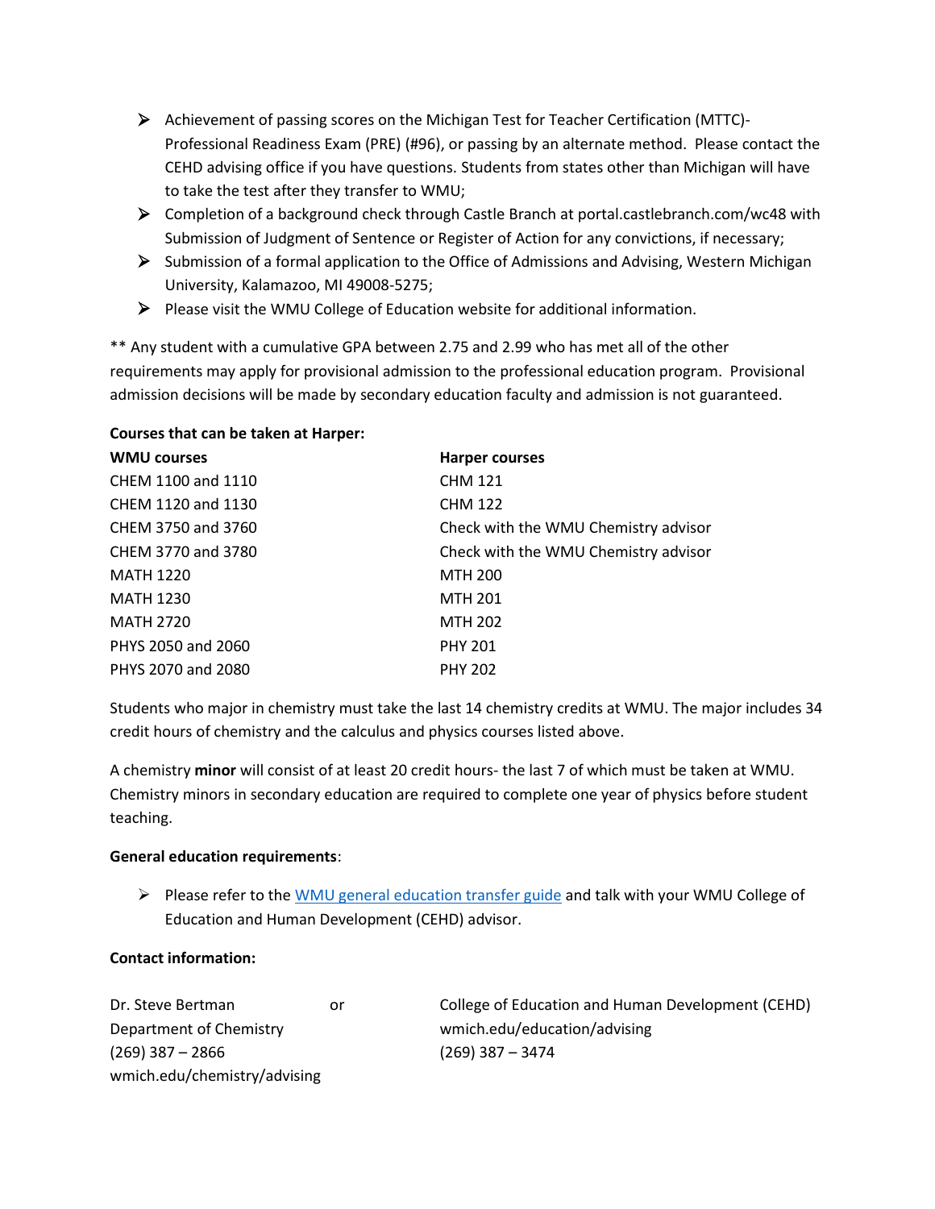- Achievement of passing scores on the Michigan Test for Teacher Certification (MTTC)-Professional Readiness Exam (PRE) (#96), or passing by an alternate method. Please contact the CEHD advising office if you have questions. Students from states other than Michigan will have to take the test after they transfer to WMU;
- Completion of a background check through Castle Branch at portal.castlebranch.com/wc48 with Submission of Judgment of Sentence or Register of Action for any convictions, if necessary;
- Submission of a formal application to the Office of Admissions and Advising, Western Michigan University, Kalamazoo, MI 49008-5275;
- Please visit the WMU College of Education website for additional information.

** Any student with a cumulative GPA between 2.75 and 2.99 who has met all of the other requirements may apply for provisional admission to the professional education program. Provisional admission decisions will be made by secondary education faculty and admission is not guaranteed.

**Courses that can be taken at Harper:**

| WMU courses | Harper courses |
|---|---|
| CHEM 1100 and 1110 | CHM 121 |
| CHEM 1120 and 1130 | CHM 122 |
| CHEM 3750 and 3760 | Check with the WMU Chemistry advisor |
| CHEM 3770 and 3780 | Check with the WMU Chemistry advisor |
| MATH 1220 | MTH 200 |
| MATH 1230 | MTH 201 |
| MATH 2720 | MTH 202 |
| PHYS 2050 and 2060 | PHY 201 |
| PHYS 2070 and 2080 | PHY 202 |

Students who major in chemistry must take the last 14 chemistry credits at WMU. The major includes 34 credit hours of chemistry and the calculus and physics courses listed above.

A chemistry **minor** will consist of at least 20 credit hours- the last 7 of which must be taken at WMU. Chemistry minors in secondary education are required to complete one year of physics before student teaching.

**General education requirements**:

- Please refer to the WMU general education transfer guide and talk with your WMU College of Education and Human Development (CEHD) advisor.

**Contact information:**

Dr. Steve Bertman
Department of Chemistry
(269) 387 – 2866
wmich.edu/chemistry/advising

or

College of Education and Human Development (CEHD)
wmich.edu/education/advising
(269) 387 – 3474